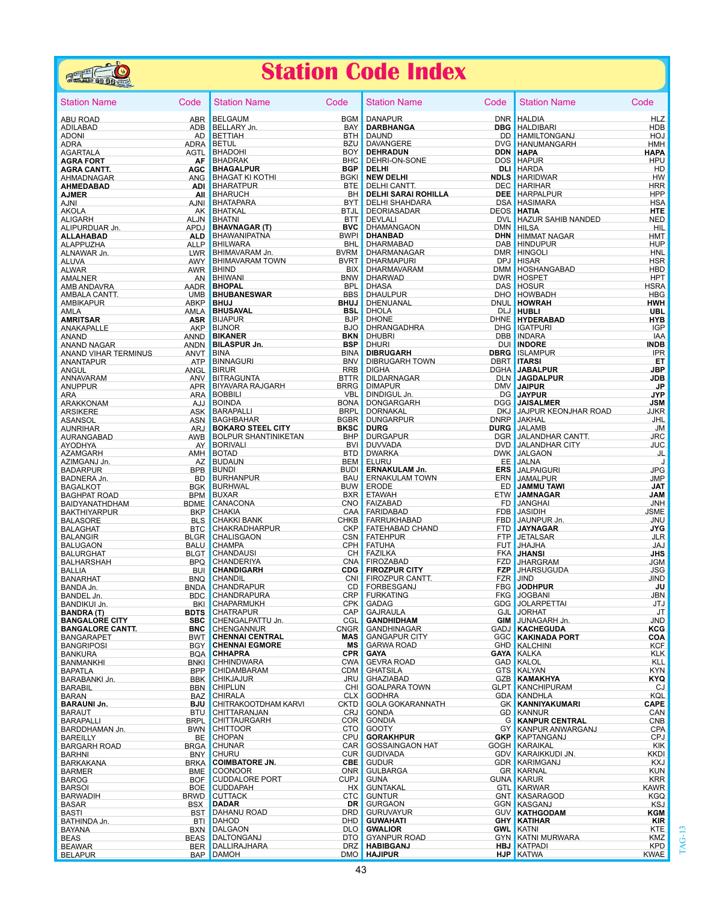# Station Code Index

| Station Name | Code |
|---|---|
| ABU ROAD | ABR |
| ADILABAD | ADB |
| ADONI | AD |
| ADRA | ADRA |
| AGARTALA | AGTL |
| **AGRA FORT** | **AF** |
| **AGRA CANTT.** | **AGC** |
| AHMADNAGAR | ANG |
| **AHMEDABAD** | **ADI** |
| **AJMER** | **AII** |
| AJNI | AJNI |
| AKOLA | AK |
| ALIGARH | ALJN |
| ALIPURDUAR Jn. | APDJ |
| **ALLAHABAD** | **ALD** |
| ALAPPUZHA | ALLP |
| ALNAWAR Jn. | LWR |
| ALUVA | AWY |
| ALWAR | AWR |
| AMALNER | AN |
| AMB ANDAVRA | AADR |
| AMBALA CANTT. | UMB |
| AMBIKAPUR | ABKP |
| AMLA | AMLA |
| **AMRITSAR** | **ASR** |
| ANAKAPALLE | AKP |
| ANAND | ANND |
| ANAND NAGAR | ANDN |
| ANAND VIHAR TERMINUS | ANVT |
| ANANTAPUR | ATP |
| ANGUL | ANGL |
| ANNAVARAM | ANV |
| ANUPPUR | APR |
| ARA | ARA |
| ARAKKONAM | AJJ |
| ARSIKERE | ASK |
| ASANSOL | ASN |
| AUNRIHAR | ARJ |
| AURANGABAD | AWB |
| AYODHYA | AY |
| AZAMGARH | AMH |
| AZIMGANJ Jn. | AZ |
| BADARPUR | BPB |
| BADNERA Jn. | BD |
| BAGALKOT | BGK |
| BAGHPAT ROAD | BPM |
| BAIDYANATHDHAM | BDME |
| BAKTHIYARPUR | BKP |
| BALASORE | BLS |
| BALAGHAT | BTC |
| BALANGIR | BLGR |
| BALUGAON | BALU |
| BALURGHAT | BLGT |
| BALHARSHAH | BPQ |
| BALLIA | BUI |
| BANARHAT | BNQ |
| BANDA Jn. | BNDA |
| BANDEL Jn. | BDC |
| BANDIKUI Jn. | BKI |
| **BANDRA (T)** | **BDTS** |
| **BANGALORE CITY** | **SBC** |
| **BANGALORE CANTT.** | **BNC** |
| BANGARAPET | BWT |
| BANGRIPOSI | BGY |
| BANKURA | BQA |
| BANMANKHI | BNKI |
| BAPATLA | BPP |
| BARABANKI Jn. | BBK |
| BARABIL | BBN |
| BARAN | BAZ |
| **BARAUNI Jn.** | **BJU** |
| BARAUT | BTU |
| BARAPALLI | BRPL |
| BARDDHAMAN Jn. | BWN |
| BAREILLY | BE |
| BARGARH ROAD | BRGA |
| BARHNI | BNY |
| BARKAKANA | BRKA |
| BARMER | BME |
| BAROG | BOF |
| BARSOI | BOE |
| BARWADIH | BRWD |
| BASAR | BSX |
| BASTI | BST |
| BATHINDA Jn. | BTI |
| BAYANA | BXN |
| BEAS | BEAS |
| BEAWAR | BER |
| BELAPUR | BAP |
| BELGAUM | BGM |
| BELLARY Jn. | BAY |
| BETTIAH | BTH |
| BETUL | BZU |
| BHADOHI | BOY |
| BHADRAK | BHC |
| **BHAGALPUR** | **BGP** |
| BHAGAT KI KOTHI | BGKI |
| BHARATPUR | BTE |
| BHARUCH | BH |
| BHATAPARA | BYT |
| BHATKAL | BTJL |
| BHATNI | BTT |
| **BHAVNAGAR (T)** | **BVC** |
| BHAWANIPATNA | BWPI |
| BHILWARA | BHL |
| BHIMAVARAM Jn. | BVRM |
| BHIMAVARAM TOWN | BVRT |
| BHIND | BIX |
| BHIWANI | BNW |
| **BHOPAL** | **BPL** |
| **BHUBANESWAR** | **BBS** |
| **BHUJ** | **BHUJ** |
| **BHUSAVAL** | **BSL** |
| BIJAPUR | BJP |
| BIJNOR | BJO |
| **BIKANER** | **BKN** |
| **BILASPUR Jn.** | **BSP** |
| BINA | BINA |
| BINNAGURI | BNV |
| BIRUR | RRB |
| BITRAGUNTA | BTTR |
| BIYAVARA RAJGARH | BRRG |
| BOBBILI | VBL |
| BOINDA | BONA |
| BARAPALLI | BRPL |
| BAGHBAHAR | BGBR |
| **BOKARO STEEL CITY** | **BKSC** |
| BOLPUR SHANTINIKETAN | BHP |
| BORIVALI | BVI |
| BOTAD | BTD |
| BUDAUN | BEM |
| BUNDI | BUDI |
| BURHANPUR | BAU |
| BURHWAL | BUW |
| BUXAR | BXR |
| CANACONA | CNO |
| CHAKIA | CAA |
| CHAKKI BANK | CHKB |
| CHAKRADHARPUR | CKP |
| CHALISGAON | CSN |
| CHAMPA | CPH |
| CHANDAUSI | CH |
| CHANDERIYA | CNA |
| **CHANDIGARH** | **CDG** |
| CHANDIL | CNI |
| CHANDRAPUR | CD |
| CHANDRAPURA | CRP |
| CHAPARMUKH | CPK |
| CHATRAPUR | CAP |
| CHENGALPATTU Jn. | CGL |
| CHENGANNUR | CNGR |
| **CHENNAI CENTRAL** | **MAS** |
| **CHENNAI EGMORE** | **MS** |
| **CHHAPRA** | **CPR** |
| CHHINDWARA | CWA |
| CHIDAMBARAM | CDM |
| CHIKJAJUR | JRU |
| CHIPLUN | CHI |
| CHIRALA | CLX |
| CHITRAKOOTDHAM KARVI | CKTD |
| CHITTARANJAN | CRJ |
| CHITTAURGARH | COR |
| CHITTOOR | CTO |
| CHOPAN | CPU |
| CHUNAR | CAR |
| CHURU | CUR |
| **COIMBATORE JN.** | **CBE** |
| COONOOR | ONR |
| CUDDALORE PORT | CUPJ |
| CUDDAPAH | HX |
| CUTTACK | CTC |
| **DADAR** | **DR** |
| DAHANU ROAD | DRD |
| DAHOD | DHD |
| DALGAON | DLO |
| DALTONGANJ | DTO |
| DALLIRAJHARA | DRZ |
| DAMOH | DMO |
| DANAPUR | DNR |
| **DARBHANGA** | **DBG** |
| DAUND | DD |
| DAVANGERE | DVG |
| **DEHRADUN** | **DDN** |
| DEHRI-ON-SONE | DOS |
| **DELHI** | **DLI** |
| **NEW DELHI** | **NDLS** |
| DELHI CANTT. | DEC |
| **DELHI SARAI ROHILLA** | **DEE** |
| DELHI SHAHDARA | DSA |
| DEORIASADAR | DEOS |
| DEVLALI | DVL |
| DHAMANGAON | DMN |
| **DHANBAD** | **DHN** |
| DHARMABAD | DAB |
| DHARMANAGAR | DMR |
| DHARMAPURI | DPJ |
| DHARMAVARAM | DMM |
| DHARWAD | DWR |
| DHASA | DAS |
| DHAULPUR | DHO |
| DHENUANAL | DNUL |
| DHOLA | DLJ |
| DHONE | DHNE |
| DHRANGADHRA | DHG |
| DHUBRI | DBB |
| DHURI | DUI |
| **DIBRUGARH** | **DBRG** |
| DIBRUGARH TOWN | DBRT |
| DIGHA | DGHA |
| DILDARNAGAR | DLN |
| DIMAPUR | DMV |
| DINDIGUL Jn. | DG |
| DONGARGARH | DGG |
| DORNAKAL | DKJ |
| DUNGARPUR | DNRP |
| **DURG** | **DURG** |
| DURGAPUR | DGR |
| DUVVADA | DVD |
| DWARKA | DWK |
| ELURU | EE |
| **ERNAKULAM Jn.** | **ERS** |
| ERNAKULAM TOWN | ERN |
| ERODE | ED |
| ETAWAH | ETW |
| FAIZABAD | FD |
| FARIDABAD | FDB |
| FARRUKHABAD | FBD |
| FATEHABAD CHAND | FTD |
| FATEHPUR | FTP |
| FATUHA | FUT |
| FAZILKA | FKA |
| FIROZABAD | FZD |
| **FIROZPUR CITY** | **FZP** |
| FIROZPUR CANTT. | FZR |
| FORBESGANJ | FBG |
| FURKATING | FKG |
| GADAG | GDG |
| GAJRAULA | GJL |
| **GANDHIDHAM** | **GIM** |
| GANDHINAGAR | GADJ |
| GANGAPUR CITY | GGC |
| GARWA ROAD | GHD |
| **GAYA** | **GAYA** |
| GEVRA ROAD | GAD |
| GHATSILA | GTS |
| GHAZIABAD | GZB |
| GOALPARA TOWN | GLPT |
| GODHRA | GDA |
| GOLA GOKARANNATH | GK |
| GONDA | GD |
| GONDIA | G |
| GOOTY | GY |
| **GORAKHPUR** | **GKP** |
| GOSSAINGAON HAT | GOGH |
| GUDIVADA | GDV |
| GUDUR | GDR |
| GULBARGA | GR |
| GUNA | GUNA |
| GUNTAKAL | GTL |
| GUNTUR | GNT |
| GURGAON | GGN |
| GURUVAYUR | GUV |
| **GUWAHATI** | **GHY** |
| **GWALIOR** | **GWL** |
| GYANPUR ROAD | GYN |
| **HABIBGANJ** | **HBJ** |
| **HAJIPUR** | **HJP** |
| HALDIA | HLZ |
| HALDIBARI | HDB |
| HAMILTONGANJ | HOJ |
| HANUMANGARH | HMH |
| **HAPA** | **HAPA** |
| HAPUR | HPU |
| HARDA | HD |
| HARIDWAR | HW |
| HARIHAR | HRR |
| HARPALPUR | HPP |
| HASIMARA | HSA |
| **HATIA** | **HTE** |
| HAZUR SAHIB NANDED | NED |
| HILSA | HIL |
| HIMMAT NAGAR | HMT |
| HINDUPUR | HUP |
| HINGOLI | HNL |
| HISAR | HSR |
| HOSHANGABAD | HBD |
| HOSPET | HPT |
| HOSUR | HSRA |
| HOWBADH | HBG |
| **HOWRAH** | **HWH** |
| **HUBLI** | **UBL** |
| **HYDERABAD** | **HYB** |
| IGATPURI | IGP |
| INDARA | IAA |
| **INDORE** | **INDB** |
| ISLAMPUR | IPR |
| **ITARSI** | **ET** |
| **JABALPUR** | **JBP** |
| **JAGDALPUR** | **JDB** |
| **JAIPUR** | **JP** |
| **JAYPUR** | **JYP** |
| **JAISALMER** | **JSM** |
| JAJPUR KEONJHAR ROAD | JJKR |
| JAKHAL | JHL |
| JALAMB | JM |
| JALANDHAR CANTT. | JRC |
| JALANDHAR CITY | JUC |
| JALGAON | JL |
| JALNA | J |
| JALPAIGURI | JPG |
| JAMALPUR | JMP |
| **JAMMU TAWI** | **JAT** |
| **JAMNAGAR** | **JAM** |
| JANGHAI | JNH |
| JASIDIH | JSME |
| JAUNPUR Jn. | JNU |
| **JAYNAGAR** | **JYG** |
| JETALSAR | JLR |
| JHAJHA | JAJ |
| **JHANSI** | **JHS** |
| JHARGRAM | JGM |
| JHARSUGUDA | JSG |
| JIND | JIND |
| **JODHPUR** | **JU** |
| JOGBANI | JBN |
| JOLARPETTAI | JTJ |
| JORHAT | JT |
| JUNAGARH Jn. | JND |
| **KACHEGUDA** | **KCG** |
| **KAKINADA PORT** | **COA** |
| KALCHINI | KCF |
| KALKA | KLK |
| KALOL | KLL |
| KALYAN | KYN |
| **KAMAKHYA** | **KYQ** |
| KANCHIPURAM | CJ |
| KANDHLA | KQL |
| **KANNIYAKUMARI** | **CAPE** |
| KANNUR | CAN |
| **KANPUR CENTRAL** | **CNB** |
| KANPUR ANWARGANJ | CPA |
| KAPTANGANJ | CPJ |
| KARAIKAL | KIK |
| KARAIKKUDI JN. | KKDI |
| KARIMGANJ | KXJ |
| KARNAL | KUN |
| KARUR | KRR |
| KARWAR | KAWR |
| KASARAGOD | KGQ |
| KASGANJ | KSJ |
| **KATHGODAM** | **KGM** |
| **KATIHAR** | **KIR** |
| KATNI | KTE |
| KATNI MURWARA | KMZ |
| KATPADI | KPD |
| KATWA | KWAE |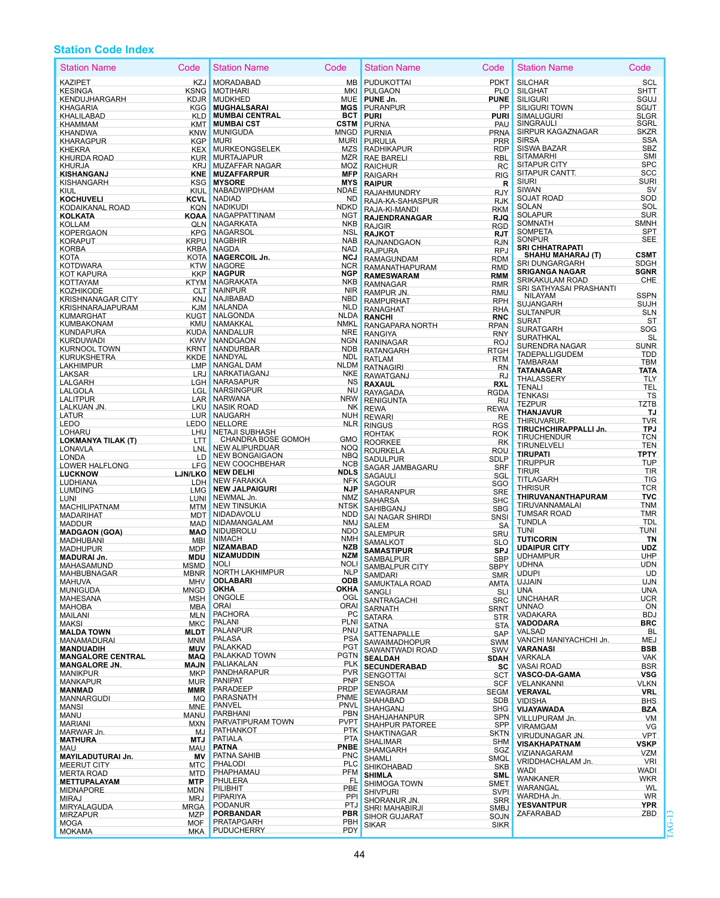## Station Code Index

| Station Name | Code |
|---|---|
| KAZIPET | KZJ |
| KESINGA | KSNG |
| KENDUJHARGARH | KDJR |
| KHAGARIA | KGG |
| KHALILABAD | KLD |
| KHAMMAM | KMT |
| KHANDWA | KNW |
| KHARAGPUR | KGP |
| KHEKRA | KEX |
| KHURDA ROAD | KUR |
| KHURJA | KRJ |
| **KISHANGANJ** | **KNE** |
| KISHANGARH | KSG |
| KIUL | KIUL |
| **KOCHUVELI** | **KCVL** |
| KODAIKANAL ROAD | KQN |
| **KOLKATA** | **KOAA** |
| KOLLAM | QLN |
| KOPERGAON | KPG |
| KORAPUT | KRPU |
| KORBA | KRBA |
| KOTA | KOTA |
| KOTDWARA | KTW |
| KOT KAPURA | KKP |
| KOTTAYAM | KTYM |
| KOZHIKODE | CLT |
| KRISHNANAGAR CITY | KNJ |
| KRISHNARAJAPURAM | KJM |
| KUMARGHAT | KUGT |
| KUMBAKONAM | KMU |
| KUNDAPURA | KUDA |
| KURDUWADI | KWV |
| KURNOOL TOWN | KRNT |
| KURUKSHETRA | KKDE |
| LAKHIMPUR | LMP |
| LAKSAR | LRJ |
| LALGARH | LGH |
| LALGOLA | LGL |
| LALITPUR | LAR |
| LALKUAN JN. | LKU |
| LATUR | LUR |
| LEDO | LEDO |
| LOHARU | LHU |
| **LOKMANYA TILAK (T)** | **LTT** |
| LONAVLA | LNL |
| LONDA | LD |
| LOWER HALFLONG | LFG |
| **LUCKNOW** | **LJN/LKO** |
| LUDHIANA | LDH |
| LUMDING | LMG |
| LUNI | LUNI |
| MACHILIPATNAM | MTM |
| MADARIHAT | MDT |
| MADDUR | MAD |
| **MADGAON (GOA)** | **MAO** |
| MADHUBANI | MBI |
| MADHUPUR | MDP |
| **MADURAI Jn.** | **MDU** |
| MAHASAMUND | MSMD |
| MAHBUBNAGAR | MBNR |
| MAHUVA | MHV |
| MUNIGUDA | MNGD |
| MAHESANA | MSH |
| MAHOBA | MBA |
| MAILANI | MLN |
| MAKSI | MKC |
| **MALDA TOWN** | **MLDT** |
| MANAMADURAI | MNM |
| **MANDUADIH** | **MUV** |
| **MANGALORE CENTRAL** | **MAQ** |
| **MANGALORE JN.** | **MAJN** |
| MANIKPUR | MKP |
| MANKAPUR | MUR |
| **MANMAD** | **MMR** |
| MANNARGUDI | MQ |
| MANSI | MNE |
| MANU | MANU |
| MARIANI | MXN |
| MARWAR Jn. | MJ |
| **MATHURA** | **MTJ** |
| MAU | MAU |
| **MAYILADUTURAI Jn.** | **MV** |
| MEERUT CITY | MTC |
| MERTA ROAD | MTD |
| **METTUPALAYAM** | **MTP** |
| MIDNAPORE | MDN |
| MIRAJ | MRJ |
| MIRYALAGUDA | MRGA |
| MIRZAPUR | MZP |
| MOGA | MOF |
| MOKAMA | MKA |
| MORADABAD | MB |
| MOTIHARI | MKI |
| MUDKHED | MUE |
| **MUGHALSARAI** | **MGS** |
| **MUMBAI CENTRAL** | **BCT** |
| **MUMBAI CST** | **CSTM** |
| MUNIGUDA | MNGD |
| MURI | MURI |
| MURKEONGSELEK | MZS |
| MURTAJAPUR | MZR |
| MUZAFFAR NAGAR | MOZ |
| **MUZAFFARPUR** | **MFP** |
| **MYSORE** | **MYS** |
| NABADWIPDHAM | NDAE |
| NADIAD | ND |
| NADIKUDI | NDKD |
| NAGAPPATTINAM | NGT |
| NAGARKATA | NKB |
| NAGARSOL | NSL |
| NAGBHIR | NAB |
| NAGDA | NAD |
| **NAGERCOIL Jn.** | **NCJ** |
| NAGORE | NCR |
| **NAGPUR** | **NGP** |
| NAGRAKATA | NKB |
| NAINPUR | NIR |
| NAJIBABAD | NBD |
| NALANDA | NLD |
| NALGONDA | NLDA |
| NAMAKKAL | NMKL |
| NANDALUR | NRE |
| NANDGAON | NGN |
| NANDURBAR | NDB |
| NANDYAL | NDL |
| NANGAL DAM | NLDM |
| NARKATIAGANJ | NKE |
| NARASAPUR | NS |
| NARSINGPUR | NU |
| NARWANA | NRW |
| NASIK ROAD | NK |
| NAUGARH | NUH |
| NELLORE | NLR |
| NETAJI SUBHASH CHANDRA BOSE GOMOH | GMO |
| NEW ALIPURDUAR | NOQ |
| NEW BONGAIGAON | NBQ |
| NEW COOCHBEHAR | NCB |
| **NEW DELHI** | **NDLS** |
| NEW FARAKKA | NFK |
| **NEW JALPAIGURI** | **NJP** |
| NEWMAL Jn. | NMZ |
| NEW TINSUKIA | NTSK |
| NIDADAVOLU | NDD |
| NIDAMANGALAM | NMJ |
| NIDUBROLU | NDO |
| NIMACH | NMH |
| **NIZAMABAD** | **NZB** |
| **NIZAMUDDIN** | **NZM** |
| NOLI | NOLI |
| NORTH LAKHIMPUR | NLP |
| **ODLABARI** | **ODB** |
| **OKHA** | **OKHA** |
| ONGOLE | OGL |
| ORAI | ORAI |
| PACHORA | PC |
| PALANI | PLNI |
| PALANPUR | PNU |
| PALASA | PSA |
| PALAKKAD | PGT |
| PALAKKAD TOWN | PGTN |
| PALIAKALAN | PLK |
| PANDHARAPUR | PVR |
| PANIPAT | PNP |
| PARADEEP | PRDP |
| PARASNATH | PNME |
| PANVEL | PNVL |
| PARBHANI | PBN |
| PARVATIPURAM TOWN | PVPT |
| PATHANKOT | PTK |
| PATIALA | PTA |
| **PATNA** | **PNBE** |
| PATNA SAHIB | PNC |
| PHALODI | PLC |
| PHAPHAMAU | PFM |
| PHULERA | FL |
| PILIBHIT | PBE |
| PIPARIYA | PPI |
| PODANUR | PTJ |
| **PORBANDAR** | **PBR** |
| PRATAPGARH | PBH |
| PUDUCHERRY | PDY |
| PUDUKOTTAI | PDKT |
| PULGAON | PLO |
| **PUNE Jn.** | **PUNE** |
| PURANPUR | PP |
| **PURI** | **PURI** |
| PURNA | PAU |
| PURNIA | PRNA |
| PURULIA | PRR |
| RADHIKAPUR | RDP |
| RAE BARELI | RBL |
| RAICHUR | RC |
| RAIGARH | RIG |
| **RAIPUR** | **R** |
| RAJAHMUNDRY | RJY |
| RAJA-KA-SAHASPUR | RJK |
| RAJA-KI-MANDI | RKM |
| **RAJENDRANAGAR** | **RJQ** |
| RAJGIR | RGD |
| **RAJKOT** | **RJT** |
| RAJNANDGAON | RJN |
| RAJPURA | RPJ |
| RAMAGUNDAM | RDM |
| RAMANATHAPURAM | RMD |
| **RAMESWARAM** | **RMM** |
| RAMNAGAR | RMR |
| RAMPUR JN. | RMU |
| RAMPURHAT | RPH |
| RANAGHAT | RHA |
| **RANCHI** | **RNC** |
| RANGAPARA NORTH | RPAN |
| RANGIYA | RNY |
| RANINAGAR | ROJ |
| RATANGARH | RTGH |
| RATLAM | RTM |
| RATNAGIRI | RN |
| RAWATGANJ | RJ |
| **RAXAUL** | **RXL** |
| RAYAGADA | RGDA |
| RENIGUNTA | RU |
| REWA | REWA |
| REWARI | RE |
| RINGUS | RGS |
| ROHTAK | ROK |
| ROORKEE | RK |
| ROURKELA | ROU |
| SADULPUR | SDLP |
| SAGAR JAMBAGARU | SRF |
| SAGAULI | SGL |
| SAGOUR | SGO |
| SAHARANPUR | SRE |
| SAHARSA | SHC |
| SAHIBGANJ | SBG |
| SAI NAGAR SHIRDI | SNSI |
| SALEM | SA |
| SALEMPUR | SRU |
| SAMALKOT | SLO |
| **SAMASTIPUR** | **SPJ** |
| SAMBALPUR | SBP |
| SAMBALPUR CITY | SBPY |
| SAMDARI | SMR |
| SAMUKTALA ROAD | AMTA |
| SANGLI | SLI |
| SANTRAGACHI | SRC |
| SARNATH | SRNT |
| SATARA | STR |
| SATNA | STA |
| SATTENAPALLE | SAP |
| SAWAIMADHOPUR | SWM |
| SAWANTWADI ROAD | SWV |
| **SEALDAH** | **SDAH** |
| **SECUNDERABAD** | **SC** |
| SENGOTTAI | SCT |
| SENSOA | SCF |
| SEWAGRAM | SEGM |
| SHAHABAD | SDB |
| SHAHGANJ | SHG |
| SHAHJAHANPUR | SPN |
| SHAHPUR PATOREE | SPP |
| SHAKTINAGAR | SKTN |
| SHALIMAR | SHM |
| SHAMGARH | SGZ |
| SHAMLI | SMQL |
| SHIKOHABAD | SKB |
| **SHIMLA** | **SML** |
| SHIMOGA TOWN | SMET |
| SHIVPURI | SVPI |
| SHORANUR JN. | SRR |
| SHRI MAHABIRJI | SMBJ |
| SIHOR GUJARAT | SOJN |
| SIKAR | SIKR |
| SILCHAR | SCL |
| SILGHAT | SHTT |
| SILIGURI | SGUJ |
| SILIGURI TOWN | SGUT |
| SIMALUGURI | SLGR |
| SINGRAULI | SGRL |
| SIRPUR KAGAZNAGAR | SKZR |
| SIRSA | SSA |
| SISWA BAZAR | SBZ |
| SITAMARHI | SMI |
| SITAPUR CITY | SPC |
| SITAPUR CANTT. | SCC |
| SIURI | SURI |
| SIWAN | SV |
| SOJAT ROAD | SOD |
| SOLAN | SOL |
| SOLAPUR | SUR |
| SOMNATH | SMNH |
| SOMPETA | SPT |
| SONPUR | SEE |
| **SRI CHHATRAPATI SHAHU MAHARAJ (T)** | **CSMT** |
| SRI DUNGARGARH | SDGH |
| **SRIGANGA NAGAR** | **SGNR** |
| SRIKAKULAM ROAD | CHE |
| SRI SATHYASAI PRASHANTI NILAYAM | SSPN |
| SUJANGARH | SUJH |
| SULTANPUR | SLN |
| SURAT | ST |
| SURATGARH | SOG |
| SURATHKAL | SL |
| SURENDRA NAGAR | SUNR |
| TADEPALLIGUDEM | TDD |
| TAMBARAM | TBM |
| **TATANAGAR** | **TATA** |
| THALASSERY | TLY |
| TENALI | TEL |
| TENKASI | TS |
| TEZPUR | TZTB |
| **THANJAVUR** | **TJ** |
| THIRUVARUR. | TVR |
| **TIRUCHCHIRAPPALLI Jn.** | **TPJ** |
| TIRUCHENDUR | TCN |
| TIRUNELVELI | TEN |
| **TIRUPATI** | **TPTY** |
| TIRUPPUR | TUP |
| TIRUR | TIR |
| TITLAGARH | TIG |
| THRISUR | TCR |
| **THIRUVANANTHAPURAM** | **TVC** |
| TIRUVANNAMALAI | TNM |
| TUMSAR ROAD | TMR |
| TUNDLA | TDL |
| TUNI | TUNI |
| **TUTICORIN** | **TN** |
| **UDAIPUR CITY** | **UDZ** |
| UDHAMPUR | UHP |
| UDHNA | UDN |
| UDUPI | UD |
| UJJAIN | UJN |
| UNA | UNA |
| UNCHAHAR | UCR |
| UNNAO | ON |
| VADAKARA | BDJ |
| **VADODARA** | **BRC** |
| VALSAD | BL |
| VANCHI MANIYACHCHI Jn. | MEJ |
| **VARANASI** | **BSB** |
| VARKALA | VAK |
| VASAI ROAD | BSR |
| **VASCO-DA-GAMA** | **VSG** |
| VELANKANNI | VLKN |
| **VERAVAL** | **VRL** |
| VIDISHA | BHS |
| **VIJAYAWADA** | **BZA** |
| VILLUPURAM Jn. | VM |
| VIRAMGAM | VG |
| VIRUDUNAGAR JN. | VPT |
| **VISAKHAPATNAM** | **VSKP** |
| VIZIANAGARAM | VZM |
| VRIDDHACHALAM Jn. | VRI |
| WADI | WADI |
| WANKANER | WKR |
| WARANGAL | WL |
| WARDHA Jn. | WR |
| **YESVANTPUR** | **YPR** |
| ZAFARABAD | ZBD |